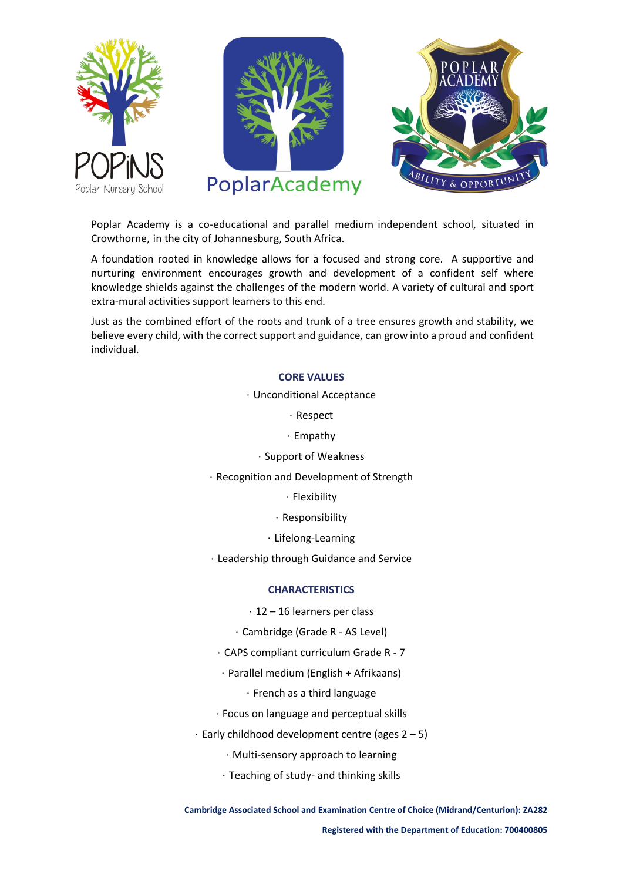POPiNS
Poplar Nursery School

PoplarAcademy

POPLAR ACADEMY
ABILITY & OPPORTUNITY

Poplar Academy is a co-educational and parallel medium independent school, situated in Crowthorne, in the city of Johannesburg, South Africa.

A foundation rooted in knowledge allows for a focused and strong core. A supportive and nurturing environment encourages growth and development of a confident self where knowledge shields against the challenges of the modern world. A variety of cultural and sport extra-mural activities support learners to this end.

Just as the combined effort of the roots and trunk of a tree ensures growth and stability, we believe every child, with the correct support and guidance, can grow into a proud and confident individual.

## CORE VALUES

· Unconditional Acceptance

· Respect

· Empathy

· Support of Weakness

· Recognition and Development of Strength

· Flexibility

· Responsibility

· Lifelong-Learning

· Leadership through Guidance and Service

## CHARACTERISTICS

· 12 – 16 learners per class

· Cambridge (Grade R - AS Level)

· CAPS compliant curriculum Grade R - 7

· Parallel medium (English + Afrikaans)

· French as a third language

· Focus on language and perceptual skills

· Early childhood development centre (ages 2 – 5)

· Multi-sensory approach to learning

· Teaching of study- and thinking skills

**Cambridge Associated School and Examination Centre of Choice (Midrand/Centurion): ZA282**

**Registered with the Department of Education: 700400805**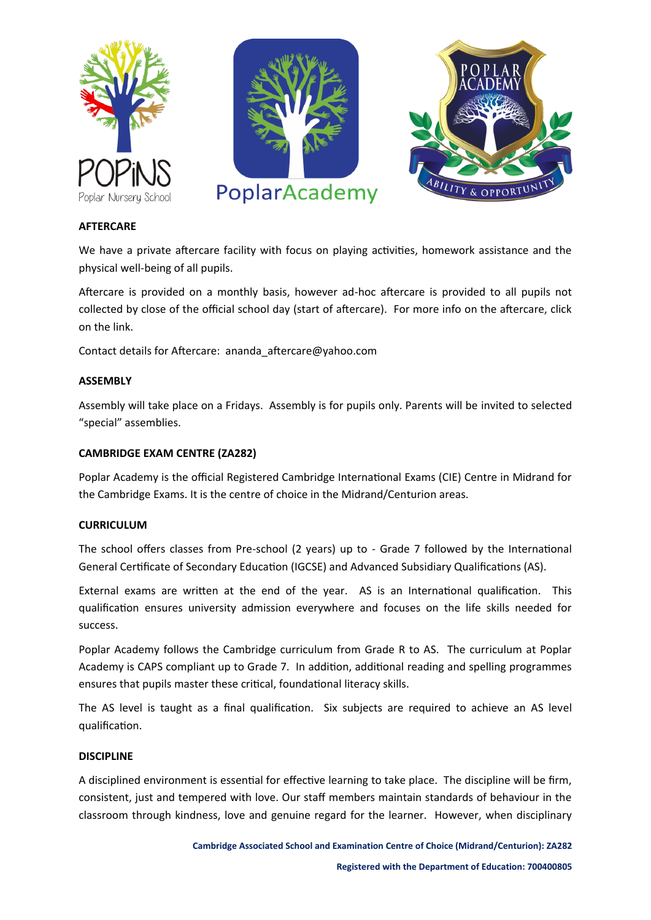## AFTERCARE

We have a private aftercare facility with focus on playing activities, homework assistance and the physical well-being of all pupils.

Aftercare is provided on a monthly basis, however ad-hoc aftercare is provided to all pupils not collected by close of the official school day (start of aftercare). For more info on the aftercare, click on the link.

Contact details for Aftercare: ananda_aftercare@yahoo.com

## ASSEMBLY

Assembly will take place on a Fridays. Assembly is for pupils only. Parents will be invited to selected "special" assemblies.

## CAMBRIDGE EXAM CENTRE (ZA282)

Poplar Academy is the official Registered Cambridge International Exams (CIE) Centre in Midrand for the Cambridge Exams. It is the centre of choice in the Midrand/Centurion areas.

## CURRICULUM

The school offers classes from Pre-school (2 years) up to - Grade 7 followed by the International General Certificate of Secondary Education (IGCSE) and Advanced Subsidiary Qualifications (AS).

External exams are written at the end of the year. AS is an International qualification. This qualification ensures university admission everywhere and focuses on the life skills needed for success.

Poplar Academy follows the Cambridge curriculum from Grade R to AS. The curriculum at Poplar Academy is CAPS compliant up to Grade 7. In addition, additional reading and spelling programmes ensures that pupils master these critical, foundational literacy skills.

The AS level is taught as a final qualification. Six subjects are required to achieve an AS level qualification.

## DISCIPLINE

A disciplined environment is essential for effective learning to take place. The discipline will be firm, consistent, just and tempered with love. Our staff members maintain standards of behaviour in the classroom through kindness, love and genuine regard for the learner. However, when disciplinary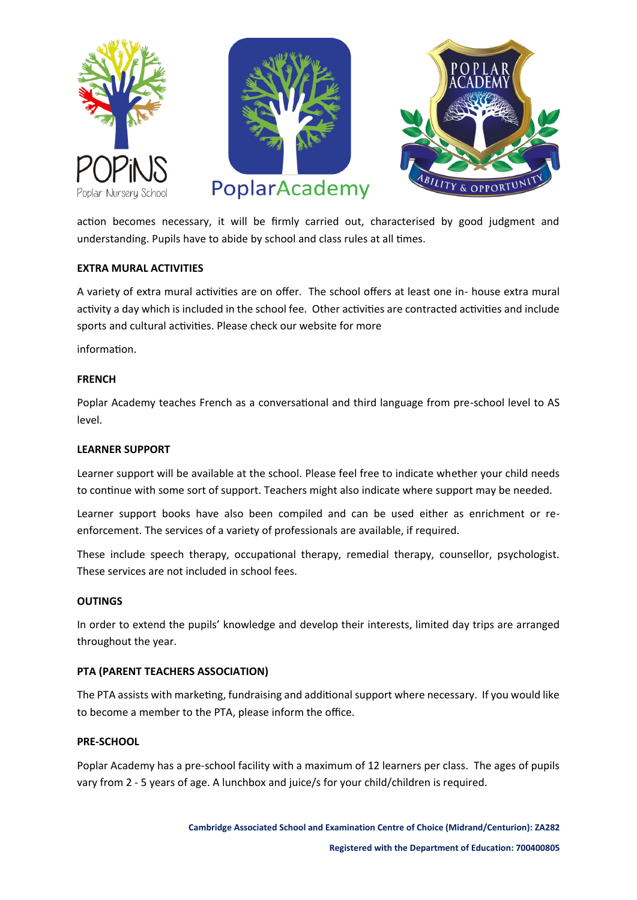action becomes necessary, it will be firmly carried out, characterised by good judgment and understanding. Pupils have to abide by school and class rules at all times.

## EXTRA MURAL ACTIVITIES

A variety of extra mural activities are on offer. The school offers at least one in- house extra mural activity a day which is included in the school fee. Other activities are contracted activities and include sports and cultural activities. Please check our website for more

information.

## FRENCH

Poplar Academy teaches French as a conversational and third language from pre-school level to AS level.

## LEARNER SUPPORT

Learner support will be available at the school. Please feel free to indicate whether your child needs to continue with some sort of support. Teachers might also indicate where support may be needed.

Learner support books have also been compiled and can be used either as enrichment or re-enforcement. The services of a variety of professionals are available, if required.

These include speech therapy, occupational therapy, remedial therapy, counsellor, psychologist. These services are not included in school fees.

## OUTINGS

In order to extend the pupils' knowledge and develop their interests, limited day trips are arranged throughout the year.

## PTA (PARENT TEACHERS ASSOCIATION)

The PTA assists with marketing, fundraising and additional support where necessary. If you would like to become a member to the PTA, please inform the office.

## PRE-SCHOOL

Poplar Academy has a pre-school facility with a maximum of 12 learners per class. The ages of pupils vary from 2 - 5 years of age. A lunchbox and juice/s for your child/children is required.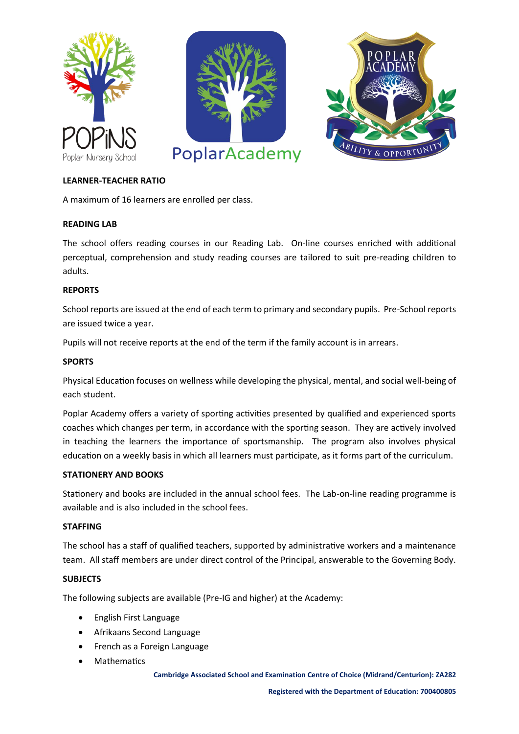**LEARNER-TEACHER RATIO**

A maximum of 16 learners are enrolled per class.

**READING LAB**

The school offers reading courses in our Reading Lab. On-line courses enriched with additional perceptual, comprehension and study reading courses are tailored to suit pre-reading children to adults.

**REPORTS**

School reports are issued at the end of each term to primary and secondary pupils. Pre-School reports are issued twice a year.

Pupils will not receive reports at the end of the term if the family account is in arrears.

**SPORTS**

Physical Education focuses on wellness while developing the physical, mental, and social well-being of each student.

Poplar Academy offers a variety of sporting activities presented by qualified and experienced sports coaches which changes per term, in accordance with the sporting season. They are actively involved in teaching the learners the importance of sportsmanship. The program also involves physical education on a weekly basis in which all learners must participate, as it forms part of the curriculum.

**STATIONERY AND BOOKS**

Stationery and books are included in the annual school fees. The Lab-on-line reading programme is available and is also included in the school fees.

**STAFFING**

The school has a staff of qualified teachers, supported by administrative workers and a maintenance team. All staff members are under direct control of the Principal, answerable to the Governing Body.

**SUBJECTS**

The following subjects are available (Pre-IG and higher) at the Academy:

- English First Language
- Afrikaans Second Language
- French as a Foreign Language
- Mathematics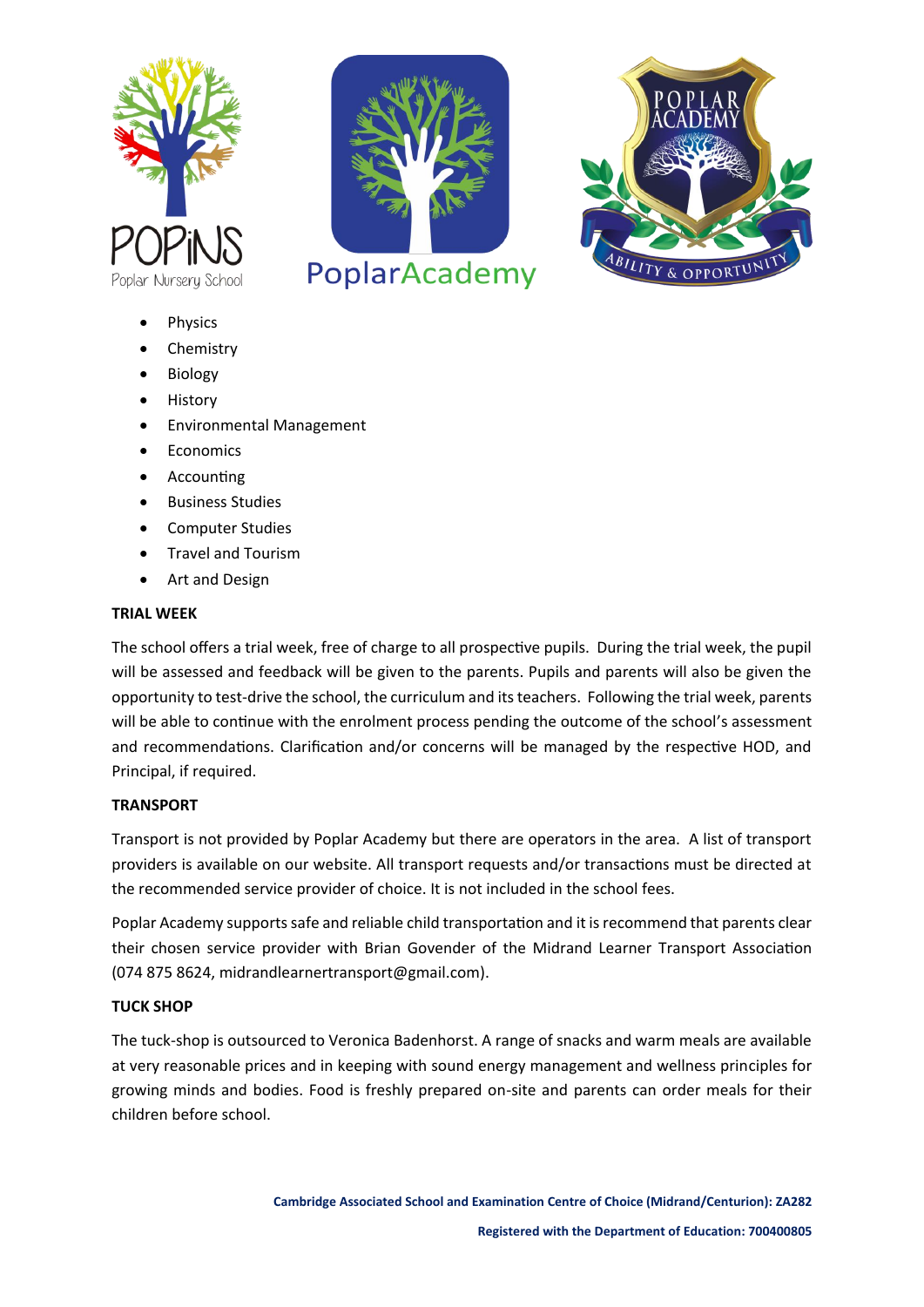- Physics
- Chemistry
- Biology
- History
- Environmental Management
- Economics
- Accounting
- Business Studies
- Computer Studies
- Travel and Tourism
- Art and Design

**TRIAL WEEK**

The school offers a trial week, free of charge to all prospective pupils. During the trial week, the pupil will be assessed and feedback will be given to the parents. Pupils and parents will also be given the opportunity to test-drive the school, the curriculum and its teachers. Following the trial week, parents will be able to continue with the enrolment process pending the outcome of the school's assessment and recommendations. Clarification and/or concerns will be managed by the respective HOD, and Principal, if required.

**TRANSPORT**

Transport is not provided by Poplar Academy but there are operators in the area. A list of transport providers is available on our website. All transport requests and/or transactions must be directed at the recommended service provider of choice. It is not included in the school fees.

Poplar Academy supports safe and reliable child transportation and it is recommend that parents clear their chosen service provider with Brian Govender of the Midrand Learner Transport Association (074 875 8624, midrandlearnertransport@gmail.com).

**TUCK SHOP**

The tuck-shop is outsourced to Veronica Badenhorst. A range of snacks and warm meals are available at very reasonable prices and in keeping with sound energy management and wellness principles for growing minds and bodies. Food is freshly prepared on-site and parents can order meals for their children before school.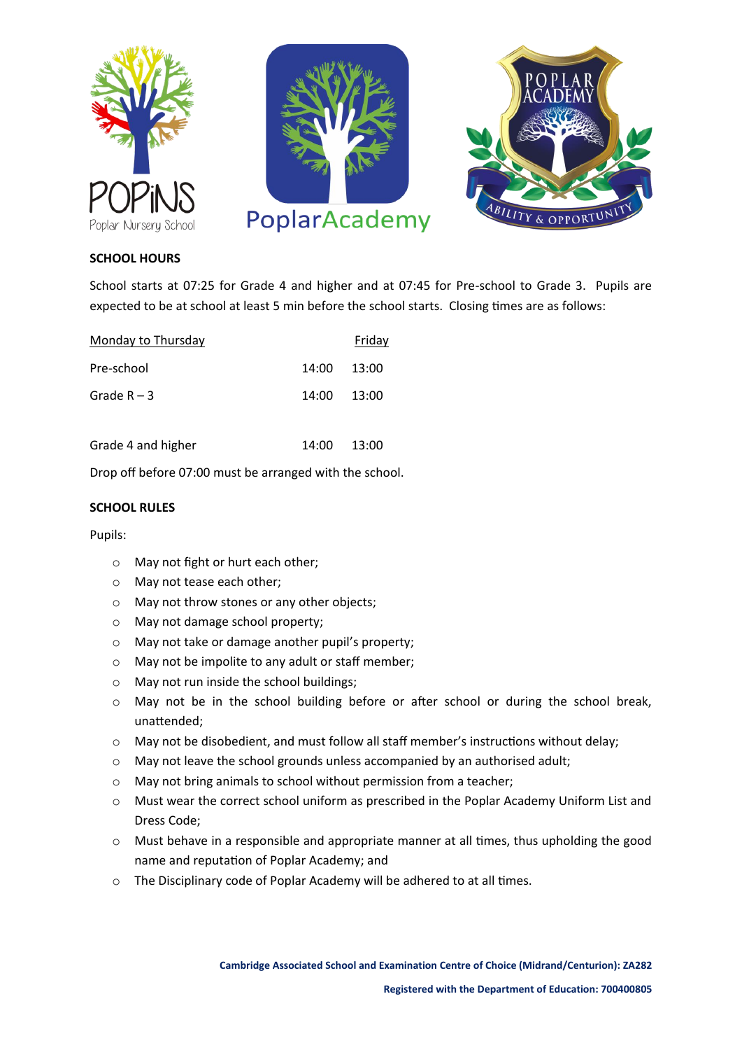**SCHOOL HOURS**

School starts at 07:25 for Grade 4 and higher and at 07:45 for Pre-school to Grade 3. Pupils are expected to be at school at least 5 min before the school starts. Closing times are as follows:

| Monday to Thursday | | Friday |
|---|---|---|
| Pre-school | 14:00 | 13:00 |
| Grade R – 3 | 14:00 | 13:00 |
| Grade 4 and higher | 14:00 | 13:00 |

Drop off before 07:00 must be arranged with the school.

**SCHOOL RULES**

Pupils:

- May not fight or hurt each other;
- May not tease each other;
- May not throw stones or any other objects;
- May not damage school property;
- May not take or damage another pupil's property;
- May not be impolite to any adult or staff member;
- May not run inside the school buildings;
- May not be in the school building before or after school or during the school break, unattended;
- May not be disobedient, and must follow all staff member's instructions without delay;
- May not leave the school grounds unless accompanied by an authorised adult;
- May not bring animals to school without permission from a teacher;
- Must wear the correct school uniform as prescribed in the Poplar Academy Uniform List and Dress Code;
- Must behave in a responsible and appropriate manner at all times, thus upholding the good name and reputation of Poplar Academy; and
- The Disciplinary code of Poplar Academy will be adhered to at all times.

**Cambridge Associated School and Examination Centre of Choice (Midrand/Centurion): ZA282**

**Registered with the Department of Education: 700400805**